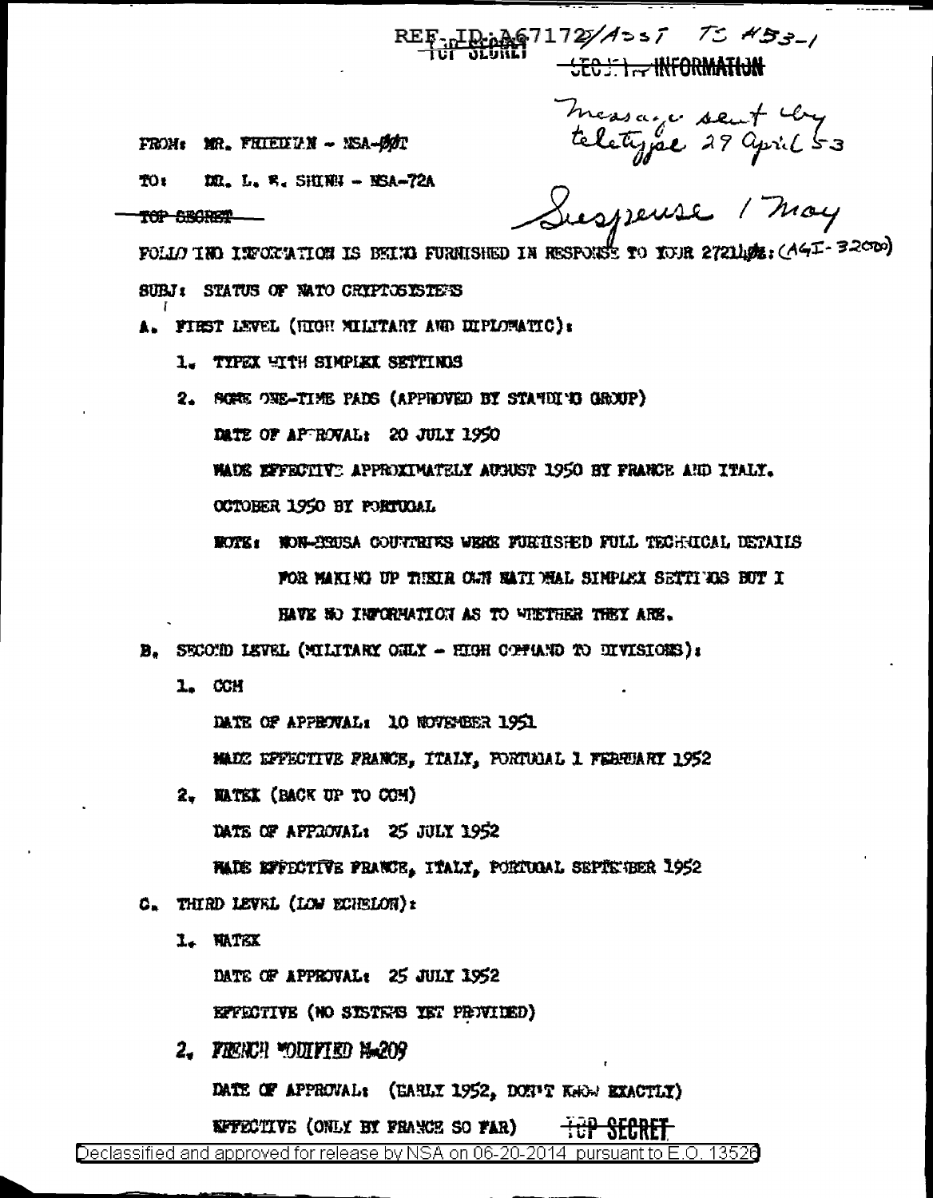REF ID:A67172/Asst TS #53-1

TOP SECRET

~~SECURITY~~ INFORMATION

Message sent by teletype 29 April 53

FROM: MR. FRIEDMAN - NSA-00T

TO: DR. L. W. SHINN - NSA-72A

Suspense 1 May

~~TOP SECRET~~

FOLLOWING INFORMATION IS BEING FURNISHED IN RESPONSE TO YOUR 272140Z: (AGI-32000)

SUBJ: STATUS OF NATO CRYPTOSYSTEMS

A. FIRST LEVEL (HIGH MILITARY AND DIPLOMATIC):

1. TYPEX WITH SIMPLEX SETTINGS
2. SOME ONE-TIME PADS (APPROVED BY STANDING GROUP)

   DATE OF APPROVAL: 20 JULY 1950

   MADE EFFECTIVE APPROXIMATELY AUGUST 1950 BY FRANCE AND ITALY.

   OCTOBER 1950 BY PORTUGAL

   NOTE: NON-BRUSA COUNTRIES WERE FURNISHED FULL TECHNICAL DETAILS FOR MAKING UP THEIR OWN NATIONAL SIMPLEX SETTINGS BUT I HAVE NO INFORMATION AS TO WHETHER THEY ARE.

B. SECOND LEVEL (MILITARY ONLY - HIGH COMMAND TO DIVISIONS):

1. CCM

   DATE OF APPROVAL: 10 NOVEMBER 1951

   MADE EFFECTIVE FRANCE, ITALY, PORTUGAL 1 FEBRUARY 1952

2. WATEX (BACK UP TO CCM)

   DATE OF APPROVAL: 25 JULY 1952

   MADE EFFECTIVE FRANCE, ITALY, PORTUGAL SEPTEMBER 1952

C. THIRD LEVEL (LOW ECHELON):

1. WATEX

   DATE OF APPROVAL: 25 JULY 1952

   EFFECTIVE (NO SYSTEMS YET PROVIDED)

2. FRENCH MODIFIED M-209

   DATE OF APPROVAL: (EARLY 1952, DON'T KNOW EXACTLY)

   EFFECTIVE (ONLY BY FRANCE SO FAR)

TOP SECRET

Declassified and approved for release by NSA on 06-20-2014 pursuant to E.O. 13526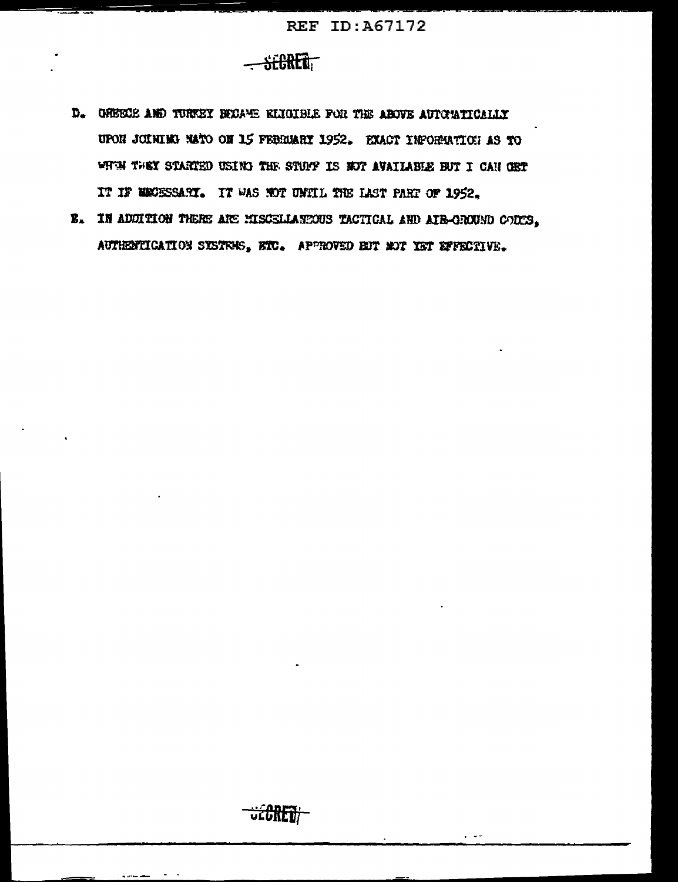SECRET

D. GREECE AND TURKEY BECAME ELIGIBLE FOR THE ABOVE AUTOMATICALLY UPON JOINING NATO ON 15 FEBRUARY 1952. EXACT INFORMATION AS TO WHEN THEY STARTED USING THE STUFF IS NOT AVAILABLE BUT I CAN GET IT IF NECESSARY. IT WAS NOT UNTIL THE LAST PART OF 1952.

E. IN ADDITION THERE ARE MISCELLANEOUS TACTICAL AND AIR-GROUND CODES, AUTHENTICATION SYSTEMS, ETC. APPROVED BUT NOT YET EFFECTIVE.

SECRET